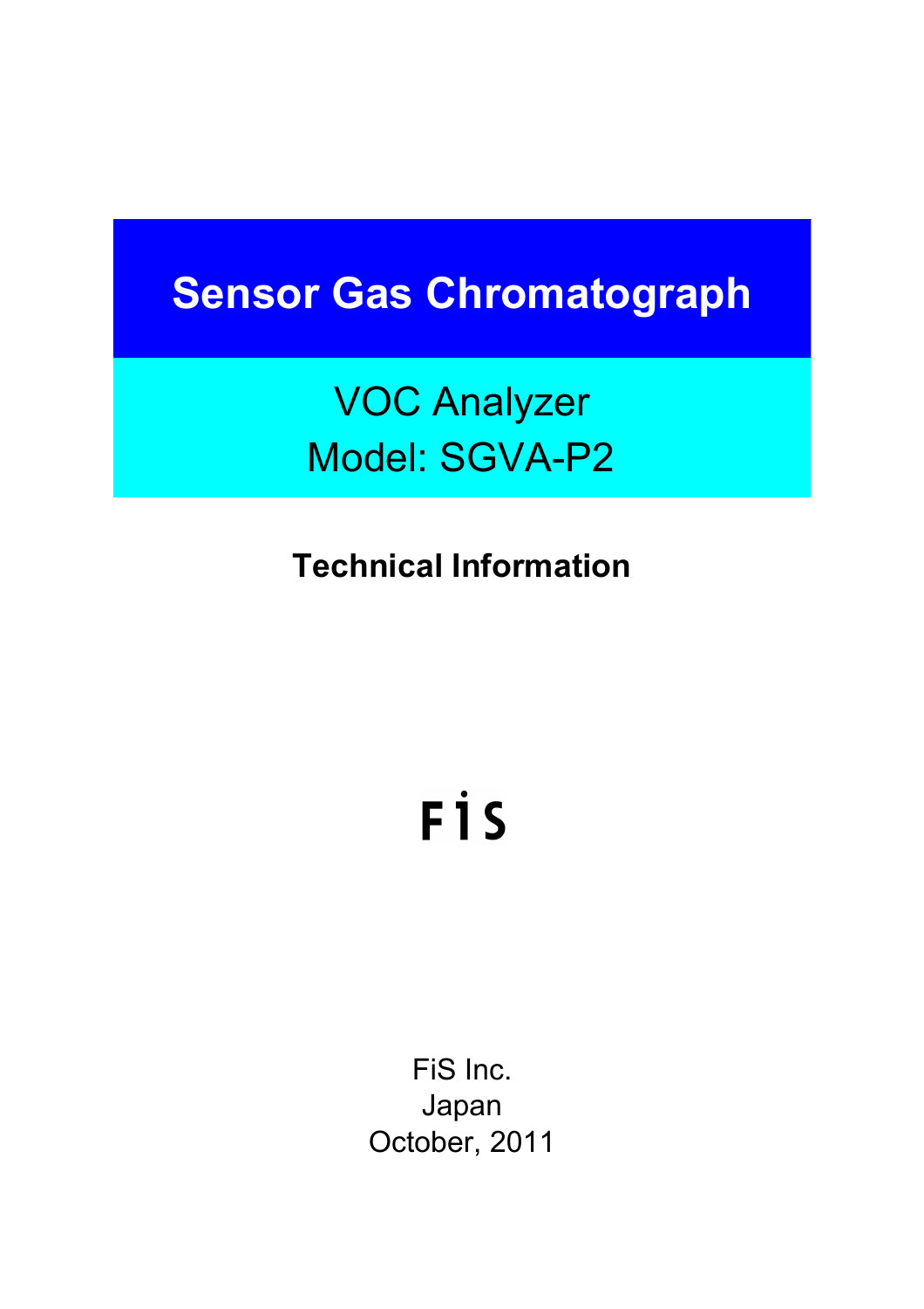# Sensor Gas Chromatograph

## VOC Analyzer
## Model: SGVA-P2

**Technical Information**

FiS

FiS Inc.
Japan
October, 2011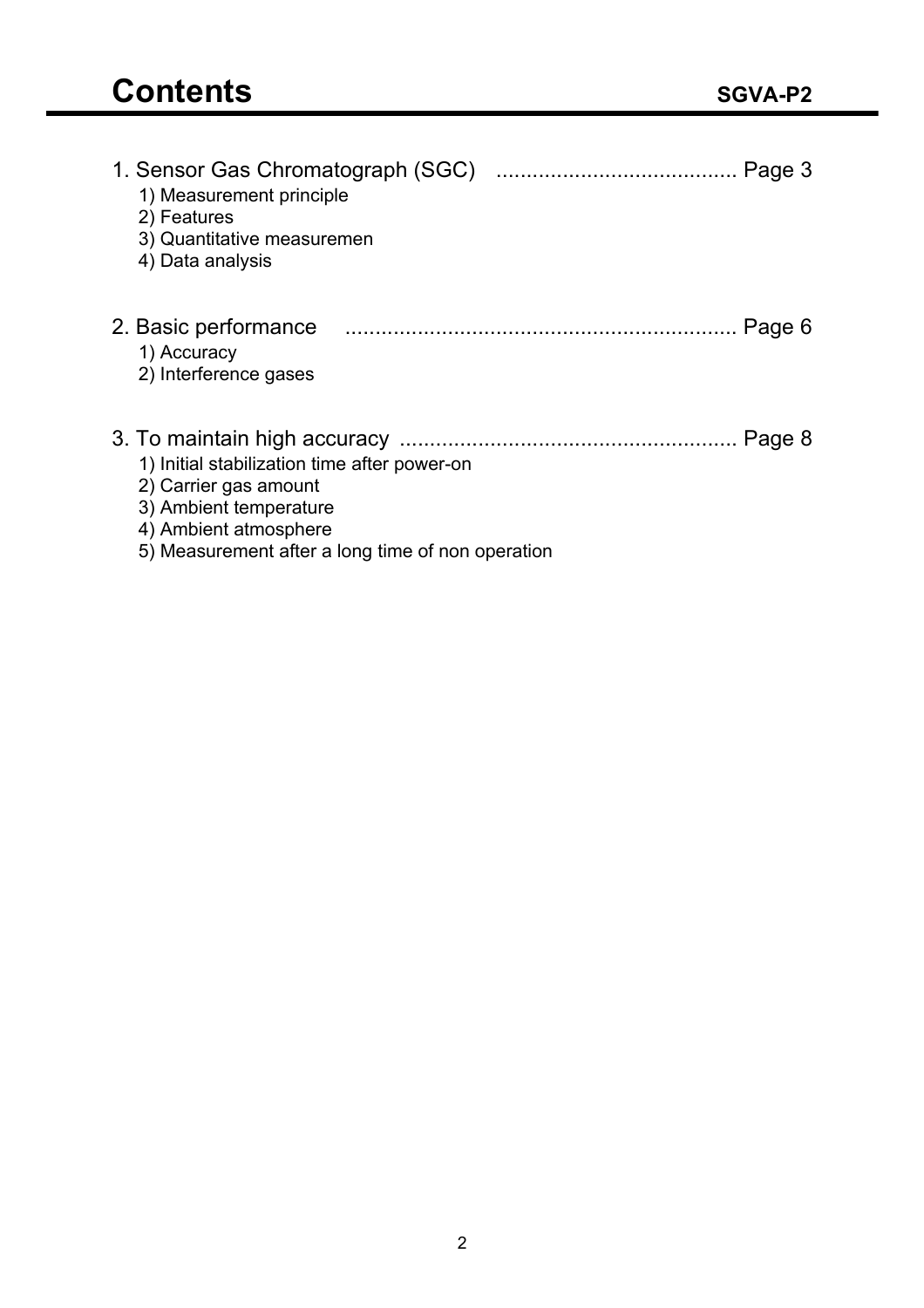# Contents

1. Sensor Gas Chromatograph (SGC) ........................................ Page 3
   1) Measurement principle
   2) Features
   3) Quantitative measuremen
   4) Data analysis

2. Basic performance ................................................................ Page 6
   1) Accuracy
   2) Interference gases

3. To maintain high accuracy ....................................................... Page 8
   1) Initial stabilization time after power-on
   2) Carrier gas amount
   3) Ambient temperature
   4) Ambient atmosphere
   5) Measurement after a long time of non operation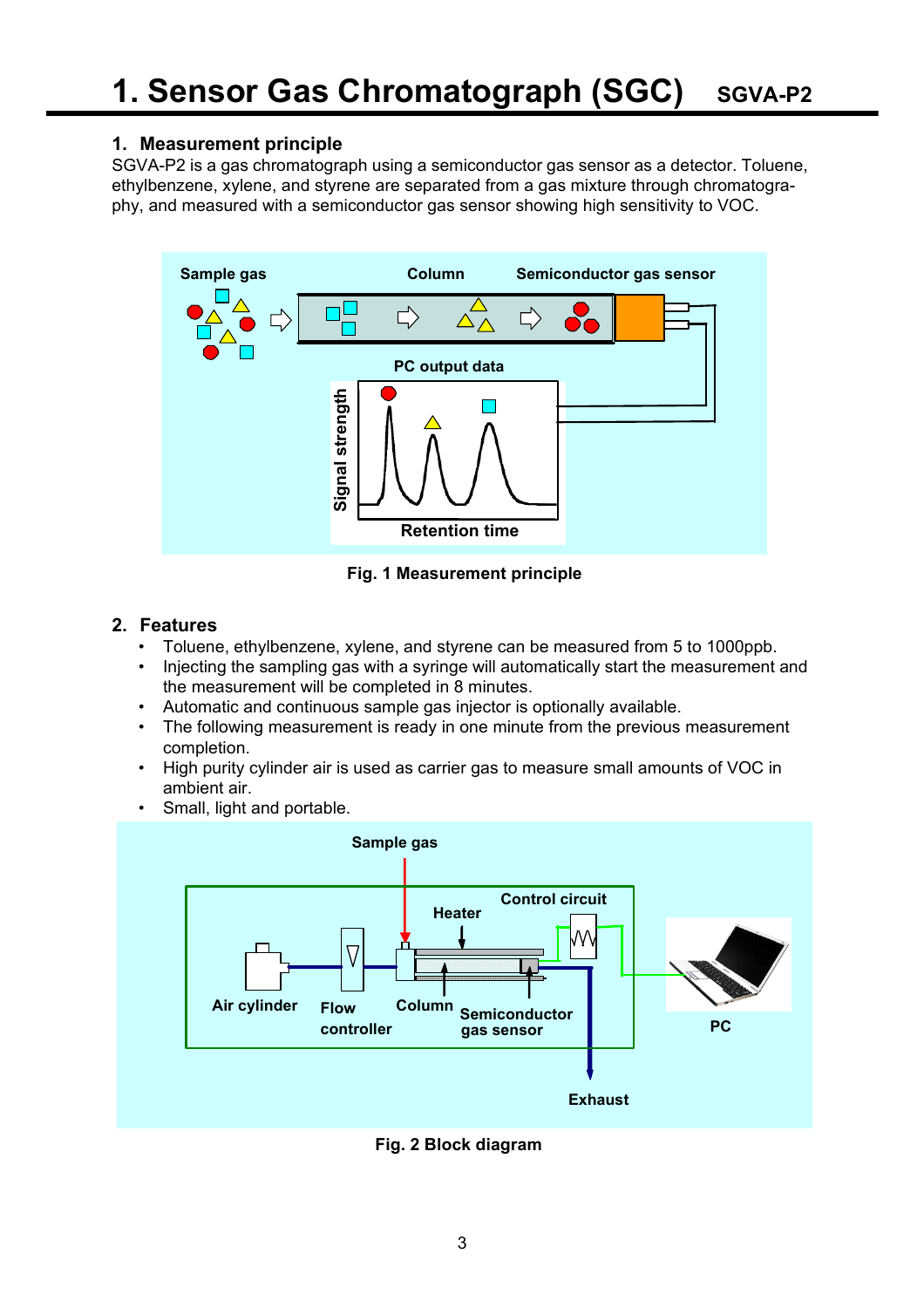# 1. Sensor Gas Chromatograph (SGC) SGVA-P2

## 1. Measurement principle

SGVA-P2 is a gas chromatograph using a semiconductor gas sensor as a detector. Toluene, ethylbenzene, xylene, and styrene are separated from a gas mixture through chromatography, and measured with a semiconductor gas sensor showing high sensitivity to VOC.

Fig. 1 Measurement principle

## 2. Features

- Toluene, ethylbenzene, xylene, and styrene can be measured from 5 to 1000ppb.
- Injecting the sampling gas with a syringe will automatically start the measurement and the measurement will be completed in 8 minutes.
- Automatic and continuous sample gas injector is optionally available.
- The following measurement is ready in one minute from the previous measurement completion.
- High purity cylinder air is used as carrier gas to measure small amounts of VOC in ambient air.
- Small, light and portable.

Fig. 2 Block diagram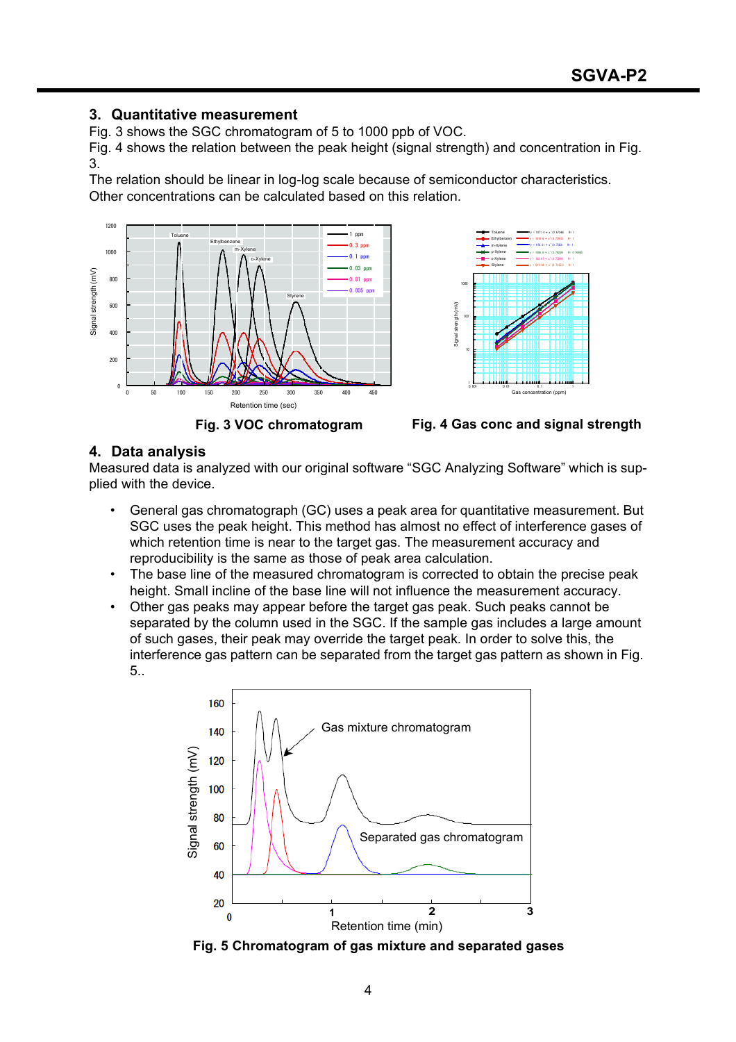## 3. Quantitative measurement

Fig. 3 shows the SGC chromatogram of 5 to 1000 ppb of VOC.
Fig. 4 shows the relation between the peak height (signal strength) and concentration in Fig. 3.
The relation should be linear in log-log scale because of semiconductor characteristics.
Other concentrations can be calculated based on this relation.

**Fig. 3 VOC chromatogram**

**Fig. 4 Gas conc and signal strength**

## 4. Data analysis

Measured data is analyzed with our original software “SGC Analyzing Software” which is supplied with the device.

- General gas chromatograph (GC) uses a peak area for quantitative measurement. But SGC uses the peak height. This method has almost no effect of interference gases of which retention time is near to the target gas. The measurement accuracy and reproducibility is the same as those of peak area calculation.
- The base line of the measured chromatogram is corrected to obtain the precise peak height. Small incline of the base line will not influence the measurement accuracy.
- Other gas peaks may appear before the target gas peak. Such peaks cannot be separated by the column used in the SGC. If the sample gas includes a large amount of such gases, their peak may override the target peak. In order to solve this, the interference gas pattern can be separated from the target gas pattern as shown in Fig. 5..

**Fig. 5 Chromatogram of gas mixture and separated gases**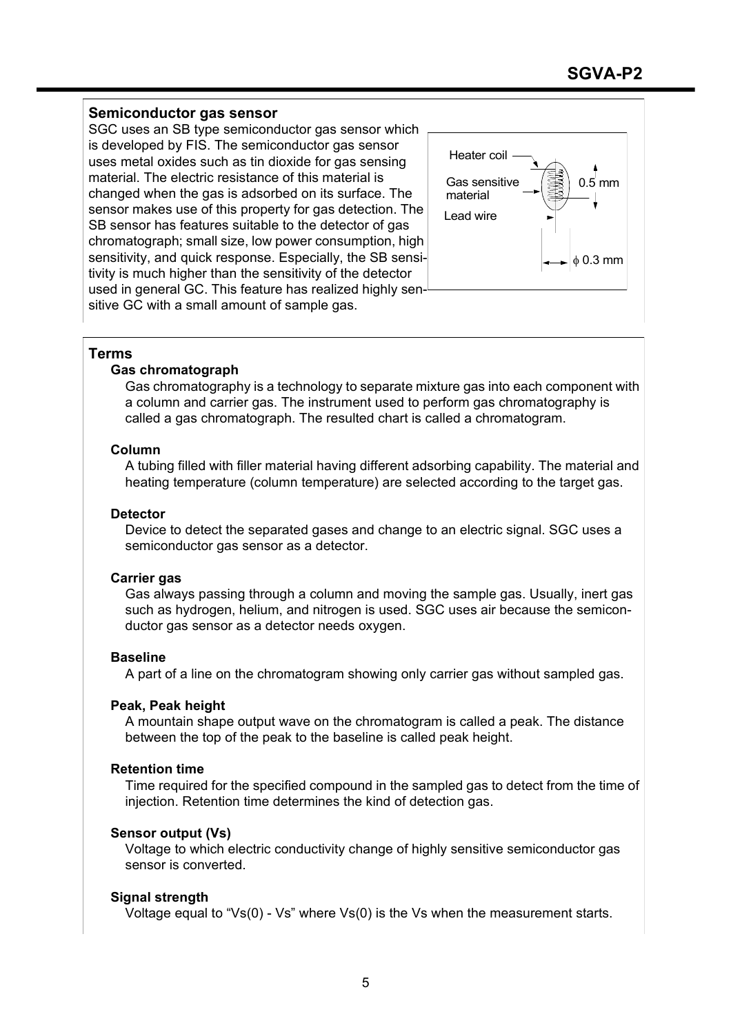## Semiconductor gas sensor

SGC uses an SB type semiconductor gas sensor which is developed by FIS. The semiconductor gas sensor uses metal oxides such as tin dioxide for gas sensing material. The electric resistance of this material is changed when the gas is adsorbed on its surface. The sensor makes use of this property for gas detection. The SB sensor has features suitable to the detector of gas chromatograph; small size, low power consumption, high sensitivity, and quick response. Especially, the SB sensitivity is much higher than the sensitivity of the detector used in general GC. This feature has realized highly sensitive GC with a small amount of sample gas.

Heater coil

Gas sensitive material

Lead wire

0.5 mm

ϕ 0.3 mm

## Terms

### Gas chromatograph

Gas chromatography is a technology to separate mixture gas into each component with a column and carrier gas. The instrument used to perform gas chromatography is called a gas chromatograph. The resulted chart is called a chromatogram.

### Column

A tubing filled with filler material having different adsorbing capability. The material and heating temperature (column temperature) are selected according to the target gas.

### Detector

Device to detect the separated gases and change to an electric signal. SGC uses a semiconductor gas sensor as a detector.

### Carrier gas

Gas always passing through a column and moving the sample gas. Usually, inert gas such as hydrogen, helium, and nitrogen is used. SGC uses air because the semiconductor gas sensor as a detector needs oxygen.

### Baseline

A part of a line on the chromatogram showing only carrier gas without sampled gas.

### Peak, Peak height

A mountain shape output wave on the chromatogram is called a peak. The distance between the top of the peak to the baseline is called peak height.

### Retention time

Time required for the specified compound in the sampled gas to detect from the time of injection. Retention time determines the kind of detection gas.

### Sensor output (Vs)

Voltage to which electric conductivity change of highly sensitive semiconductor gas sensor is converted.

### Signal strength

Voltage equal to "Vs(0) - Vs" where Vs(0) is the Vs when the measurement starts.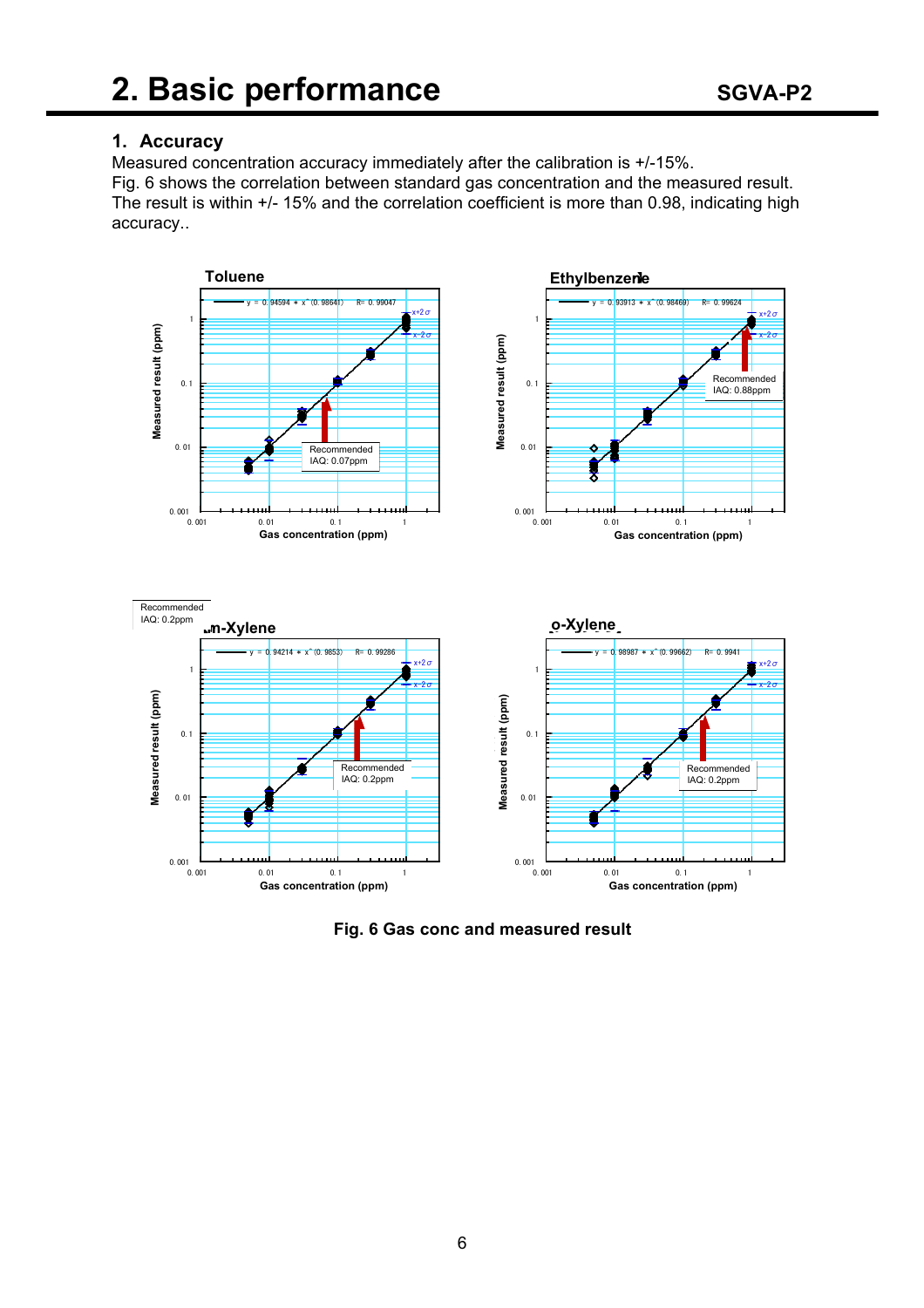## 2. Basic performance

### 1. Accuracy

Measured concentration accuracy immediately after the calibration is +/-15%.
Fig. 6 shows the correlation between standard gas concentration and the measured result.
The result is within +/- 15% and the correlation coefficient is more than 0.98, indicating high accuracy..

**Fig. 6 Gas conc and measured result**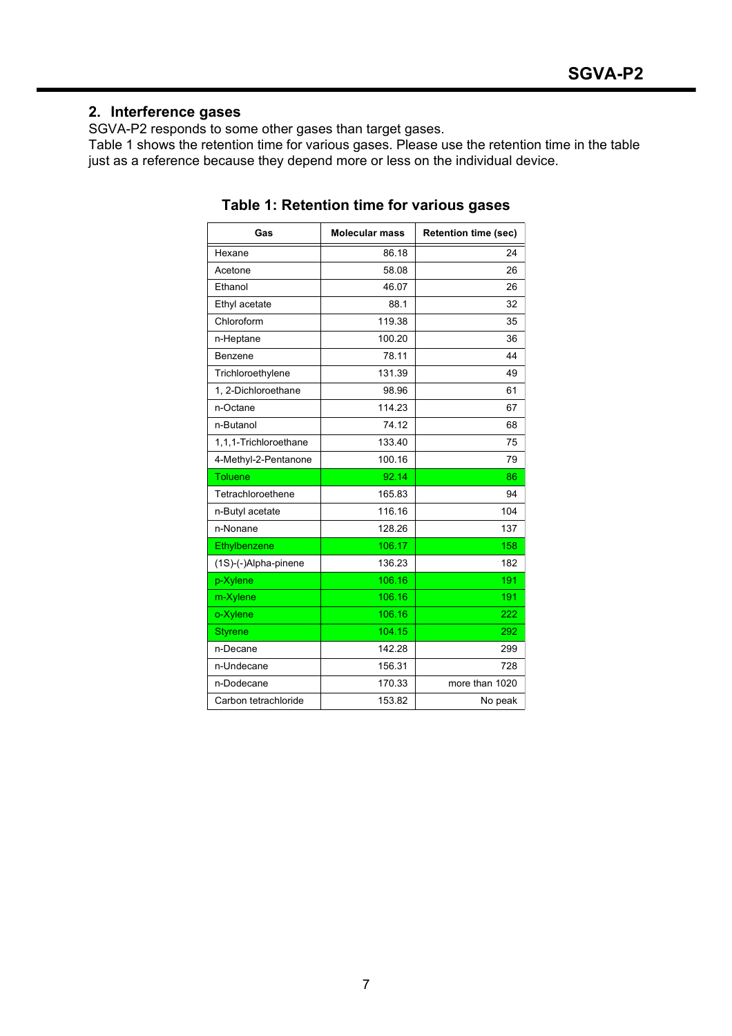## 2. Interference gases

SGVA-P2 responds to some other gases than target gases.
Table 1 shows the retention time for various gases. Please use the retention time in the table just as a reference because they depend more or less on the individual device.

**Table 1: Retention time for various gases**

| Gas | Molecular mass | Retention time (sec) |
|---|---|---|
| Hexane | 86.18 | 24 |
| Acetone | 58.08 | 26 |
| Ethanol | 46.07 | 26 |
| Ethyl acetate | 88.1 | 32 |
| Chloroform | 119.38 | 35 |
| n-Heptane | 100.20 | 36 |
| Benzene | 78.11 | 44 |
| Trichloroethylene | 131.39 | 49 |
| 1, 2-Dichloroethane | 98.96 | 61 |
| n-Octane | 114.23 | 67 |
| n-Butanol | 74.12 | 68 |
| 1,1,1-Trichloroethane | 133.40 | 75 |
| 4-Methyl-2-Pentanone | 100.16 | 79 |
| Toluene | 92.14 | 86 |
| Tetrachloroethene | 165.83 | 94 |
| n-Butyl acetate | 116.16 | 104 |
| n-Nonane | 128.26 | 137 |
| Ethylbenzene | 106.17 | 158 |
| (1S)-(-)Alpha-pinene | 136.23 | 182 |
| p-Xylene | 106.16 | 191 |
| m-Xylene | 106.16 | 191 |
| o-Xylene | 106.16 | 222 |
| Styrene | 104.15 | 292 |
| n-Decane | 142.28 | 299 |
| n-Undecane | 156.31 | 728 |
| n-Dodecane | 170.33 | more than 1020 |
| Carbon tetrachloride | 153.82 | No peak |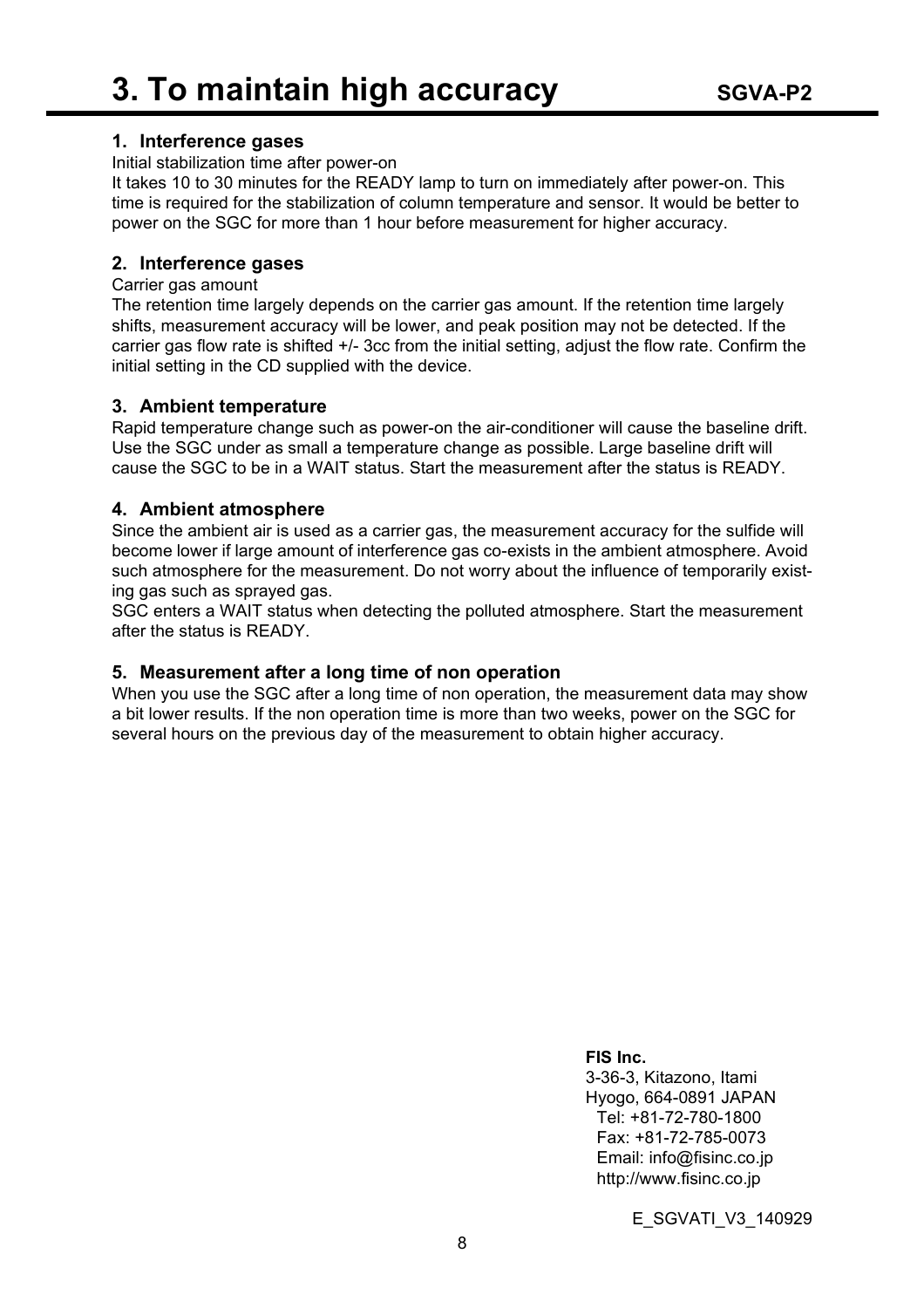# 3. To maintain high accuracy

**SGVA-P2**

## 1. Interference gases

Initial stabilization time after power-on

It takes 10 to 30 minutes for the READY lamp to turn on immediately after power-on. This time is required for the stabilization of column temperature and sensor. It would be better to power on the SGC for more than 1 hour before measurement for higher accuracy.

## 2. Interference gases

Carrier gas amount

The retention time largely depends on the carrier gas amount. If the retention time largely shifts, measurement accuracy will be lower, and peak position may not be detected. If the carrier gas flow rate is shifted +/- 3cc from the initial setting, adjust the flow rate. Confirm the initial setting in the CD supplied with the device.

## 3. Ambient temperature

Rapid temperature change such as power-on the air-conditioner will cause the baseline drift. Use the SGC under as small a temperature change as possible. Large baseline drift will cause the SGC to be in a WAIT status. Start the measurement after the status is READY.

## 4. Ambient atmosphere

Since the ambient air is used as a carrier gas, the measurement accuracy for the sulfide will become lower if large amount of interference gas co-exists in the ambient atmosphere. Avoid such atmosphere for the measurement. Do not worry about the influence of temporarily existing gas such as sprayed gas.

SGC enters a WAIT status when detecting the polluted atmosphere. Start the measurement after the status is READY.

## 5. Measurement after a long time of non operation

When you use the SGC after a long time of non operation, the measurement data may show a bit lower results. If the non operation time is more than two weeks, power on the SGC for several hours on the previous day of the measurement to obtain higher accuracy.

**FIS Inc.**
3-36-3, Kitazono, Itami
Hyogo, 664-0891 JAPAN
Tel: +81-72-780-1800
Fax: +81-72-785-0073
Email: info@fisinc.co.jp
http://www.fisinc.co.jp

E_SGVATI_V3_140929